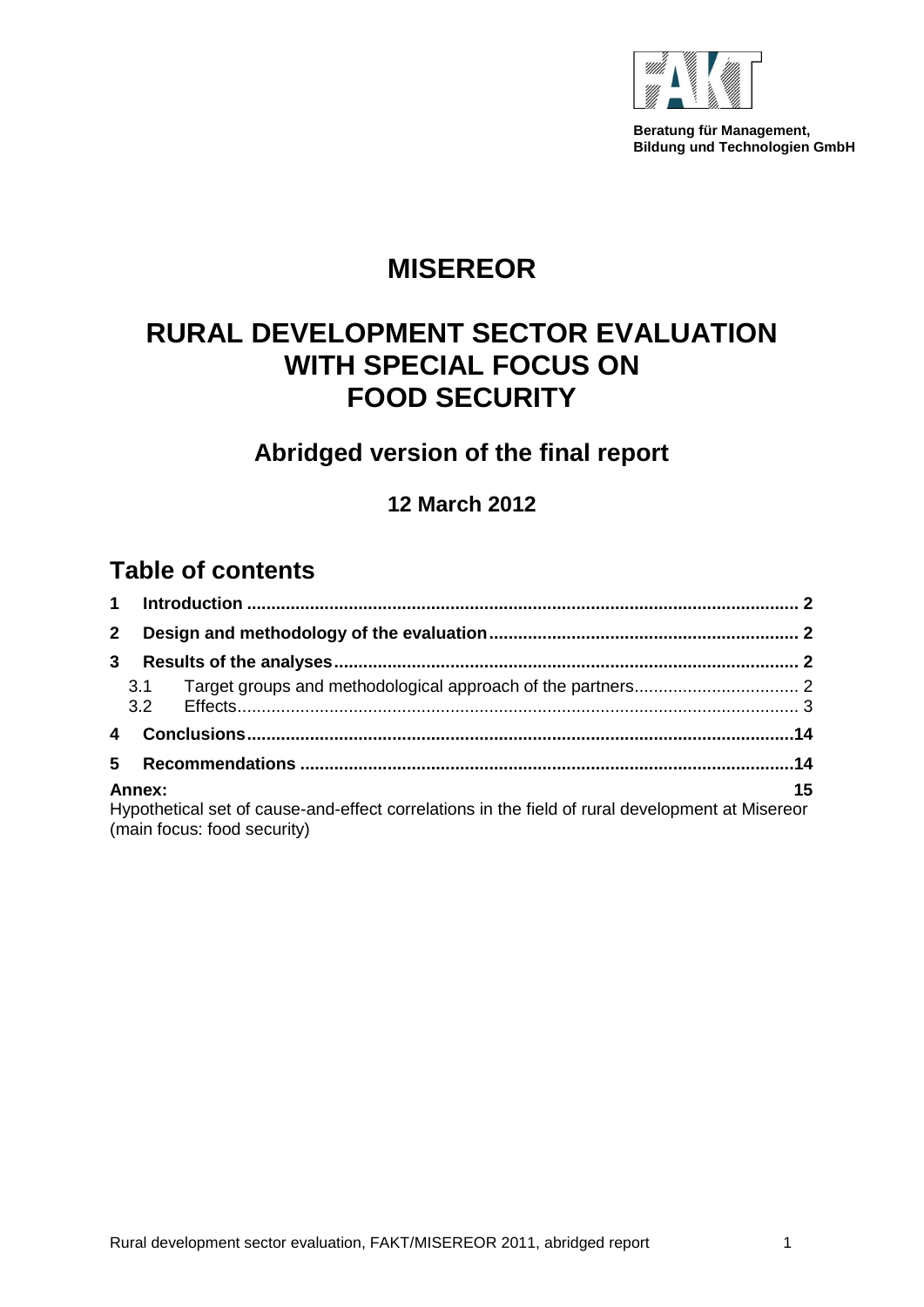Beratung für Management,
Bildung und Technologien GmbH

# MISEREOR

# RURAL DEVELOPMENT SECTOR EVALUATION WITH SPECIAL FOCUS ON FOOD SECURITY

## Abridged version of the final report

### 12 March 2012

## Table of contents

**1 Introduction** ............................................................ **2**

**2 Design and methodology of the evaluation** ............................................................ **2**

**3 Results of the analyses** ............................................................ **2**

3.1 Target groups and methodological approach of the partners ............................................................ 2

3.2 Effects ............................................................ 3

**4 Conclusions** ............................................................ **14**

**5 Recommendations** ............................................................ **14**

**Annex:** **15**

Hypothetical set of cause-and-effect correlations in the field of rural development at Misereor (main focus: food security)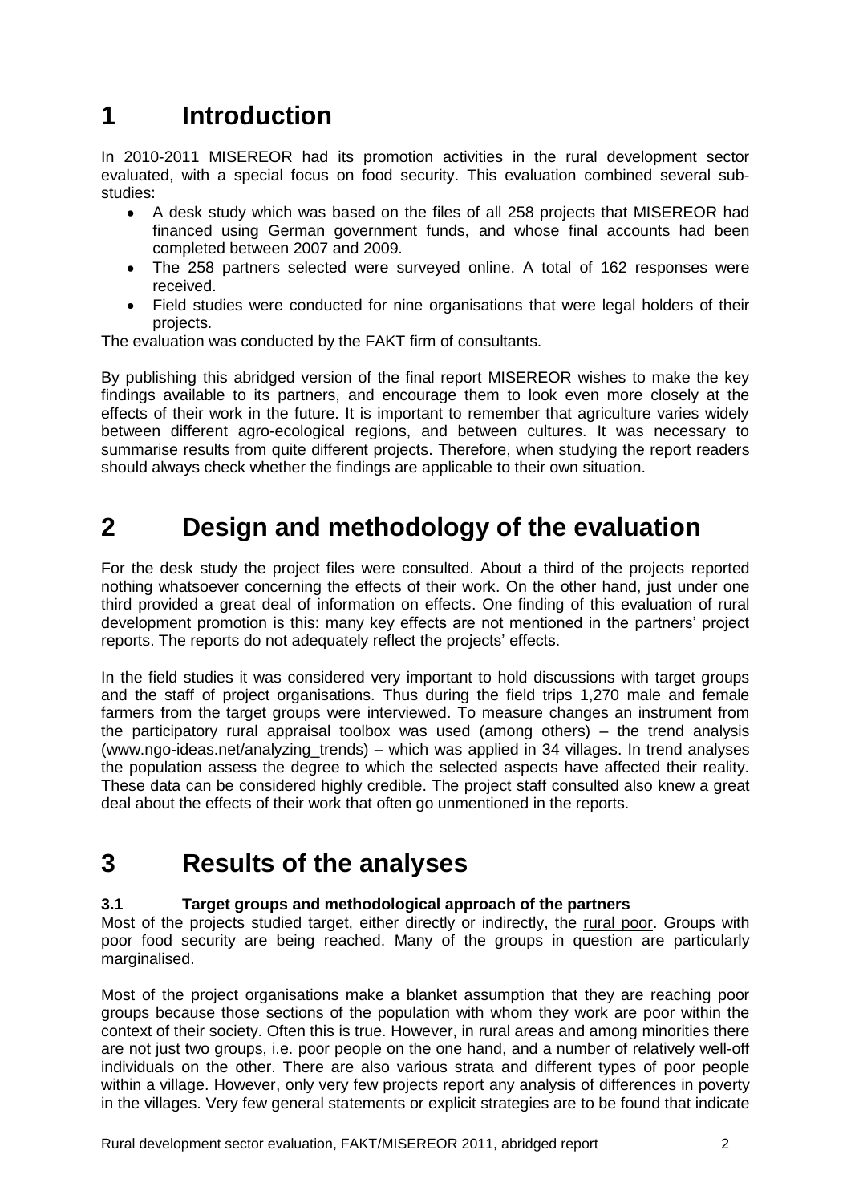# 1 Introduction

In 2010-2011 MISEREOR had its promotion activities in the rural development sector evaluated, with a special focus on food security. This evaluation combined several sub-studies:

- A desk study which was based on the files of all 258 projects that MISEREOR had financed using German government funds, and whose final accounts had been completed between 2007 and 2009.
- The 258 partners selected were surveyed online. A total of 162 responses were received.
- Field studies were conducted for nine organisations that were legal holders of their projects.

The evaluation was conducted by the FAKT firm of consultants.

By publishing this abridged version of the final report MISEREOR wishes to make the key findings available to its partners, and encourage them to look even more closely at the effects of their work in the future. It is important to remember that agriculture varies widely between different agro-ecological regions, and between cultures. It was necessary to summarise results from quite different projects. Therefore, when studying the report readers should always check whether the findings are applicable to their own situation.

# 2 Design and methodology of the evaluation

For the desk study the project files were consulted. About a third of the projects reported nothing whatsoever concerning the effects of their work. On the other hand, just under one third provided a great deal of information on effects. One finding of this evaluation of rural development promotion is this: many key effects are not mentioned in the partners' project reports. The reports do not adequately reflect the projects' effects.

In the field studies it was considered very important to hold discussions with target groups and the staff of project organisations. Thus during the field trips 1,270 male and female farmers from the target groups were interviewed. To measure changes an instrument from the participatory rural appraisal toolbox was used (among others) – the trend analysis (www.ngo-ideas.net/analyzing_trends) – which was applied in 34 villages. In trend analyses the population assess the degree to which the selected aspects have affected their reality. These data can be considered highly credible. The project staff consulted also knew a great deal about the effects of their work that often go unmentioned in the reports.

# 3 Results of the analyses

### 3.1 Target groups and methodological approach of the partners

Most of the projects studied target, either directly or indirectly, the rural poor. Groups with poor food security are being reached. Many of the groups in question are particularly marginalised.

Most of the project organisations make a blanket assumption that they are reaching poor groups because those sections of the population with whom they work are poor within the context of their society. Often this is true. However, in rural areas and among minorities there are not just two groups, i.e. poor people on the one hand, and a number of relatively well-off individuals on the other. There are also various strata and different types of poor people within a village. However, only very few projects report any analysis of differences in poverty in the villages. Very few general statements or explicit strategies are to be found that indicate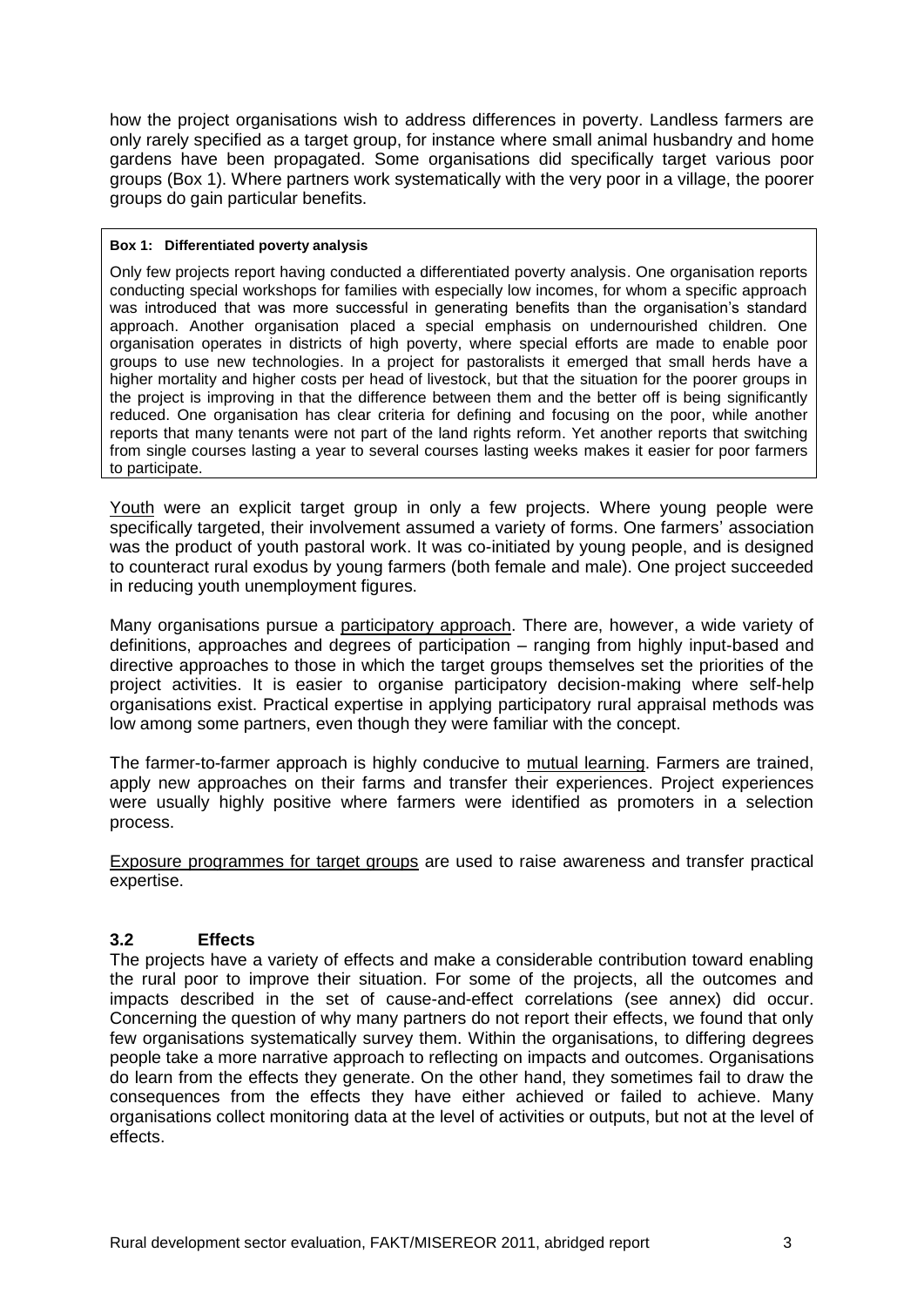how the project organisations wish to address differences in poverty. Landless farmers are only rarely specified as a target group, for instance where small animal husbandry and home gardens have been propagated. Some organisations did specifically target various poor groups (Box 1). Where partners work systematically with the very poor in a village, the poorer groups do gain particular benefits.

> **Box 1: Differentiated poverty analysis**
>
> Only few projects report having conducted a differentiated poverty analysis. One organisation reports conducting special workshops for families with especially low incomes, for whom a specific approach was introduced that was more successful in generating benefits than the organisation's standard approach. Another organisation placed a special emphasis on undernourished children. One organisation operates in districts of high poverty, where special efforts are made to enable poor groups to use new technologies. In a project for pastoralists it emerged that small herds have a higher mortality and higher costs per head of livestock, but that the situation for the poorer groups in the project is improving in that the difference between them and the better off is being significantly reduced. One organisation has clear criteria for defining and focusing on the poor, while another reports that many tenants were not part of the land rights reform. Yet another reports that switching from single courses lasting a year to several courses lasting weeks makes it easier for poor farmers to participate.

<u>Youth</u> were an explicit target group in only a few projects. Where young people were specifically targeted, their involvement assumed a variety of forms. One farmers' association was the product of youth pastoral work. It was co-initiated by young people, and is designed to counteract rural exodus by young farmers (both female and male). One project succeeded in reducing youth unemployment figures.

Many organisations pursue a <u>participatory approach</u>. There are, however, a wide variety of definitions, approaches and degrees of participation – ranging from highly input-based and directive approaches to those in which the target groups themselves set the priorities of the project activities. It is easier to organise participatory decision-making where self-help organisations exist. Practical expertise in applying participatory rural appraisal methods was low among some partners, even though they were familiar with the concept.

The farmer-to-farmer approach is highly conducive to <u>mutual learning</u>. Farmers are trained, apply new approaches on their farms and transfer their experiences. Project experiences were usually highly positive where farmers were identified as promoters in a selection process.

<u>Exposure programmes for target groups</u> are used to raise awareness and transfer practical expertise.

### 3.2 Effects

The projects have a variety of effects and make a considerable contribution toward enabling the rural poor to improve their situation. For some of the projects, all the outcomes and impacts described in the set of cause-and-effect correlations (see annex) did occur. Concerning the question of why many partners do not report their effects, we found that only few organisations systematically survey them. Within the organisations, to differing degrees people take a more narrative approach to reflecting on impacts and outcomes. Organisations do learn from the effects they generate. On the other hand, they sometimes fail to draw the consequences from the effects they have either achieved or failed to achieve. Many organisations collect monitoring data at the level of activities or outputs, but not at the level of effects.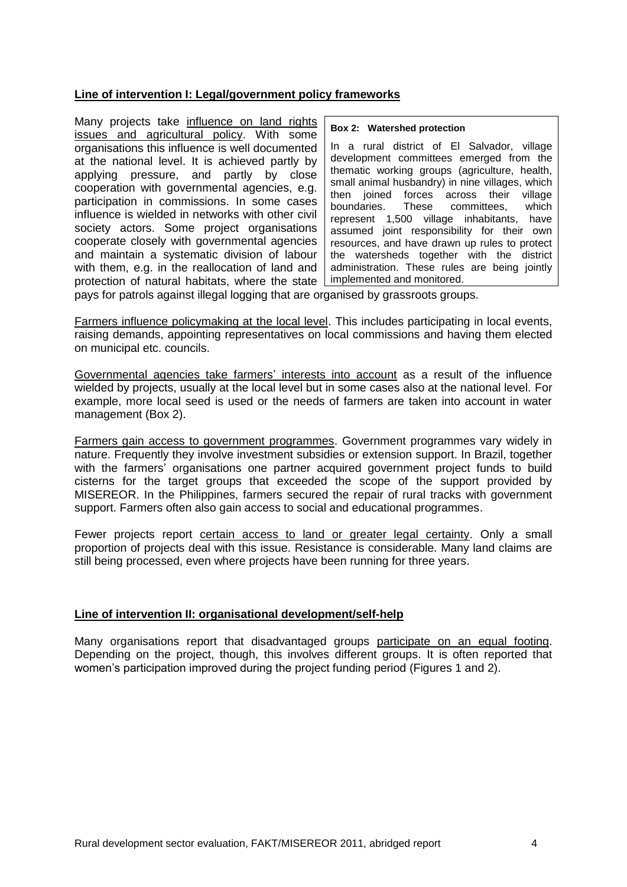### Line of intervention I: Legal/government policy frameworks

Many projects take influence on land rights issues and agricultural policy. With some organisations this influence is well documented at the national level. It is achieved partly by applying pressure, and partly by close cooperation with governmental agencies, e.g. participation in commissions. In some cases influence is wielded in networks with other civil society actors. Some project organisations cooperate closely with governmental agencies and maintain a systematic division of labour with them, e.g. in the reallocation of land and protection of natural habitats, where the state pays for patrols against illegal logging that are organised by grassroots groups.

> **Box 2: Watershed protection**
>
> In a rural district of El Salvador, village development committees emerged from the thematic working groups (agriculture, health, small animal husbandry) in nine villages, which then joined forces across their village boundaries. These committees, which represent 1,500 village inhabitants, have assumed joint responsibility for their own resources, and have drawn up rules to protect the watersheds together with the district administration. These rules are being jointly implemented and monitored.

Farmers influence policymaking at the local level. This includes participating in local events, raising demands, appointing representatives on local commissions and having them elected on municipal etc. councils.

Governmental agencies take farmers' interests into account as a result of the influence wielded by projects, usually at the local level but in some cases also at the national level. For example, more local seed is used or the needs of farmers are taken into account in water management (Box 2).

Farmers gain access to government programmes. Government programmes vary widely in nature. Frequently they involve investment subsidies or extension support. In Brazil, together with the farmers' organisations one partner acquired government project funds to build cisterns for the target groups that exceeded the scope of the support provided by MISEREOR. In the Philippines, farmers secured the repair of rural tracks with government support. Farmers often also gain access to social and educational programmes.

Fewer projects report certain access to land or greater legal certainty. Only a small proportion of projects deal with this issue. Resistance is considerable. Many land claims are still being processed, even where projects have been running for three years.

### Line of intervention II: organisational development/self-help

Many organisations report that disadvantaged groups participate on an equal footing. Depending on the project, though, this involves different groups. It is often reported that women's participation improved during the project funding period (Figures 1 and 2).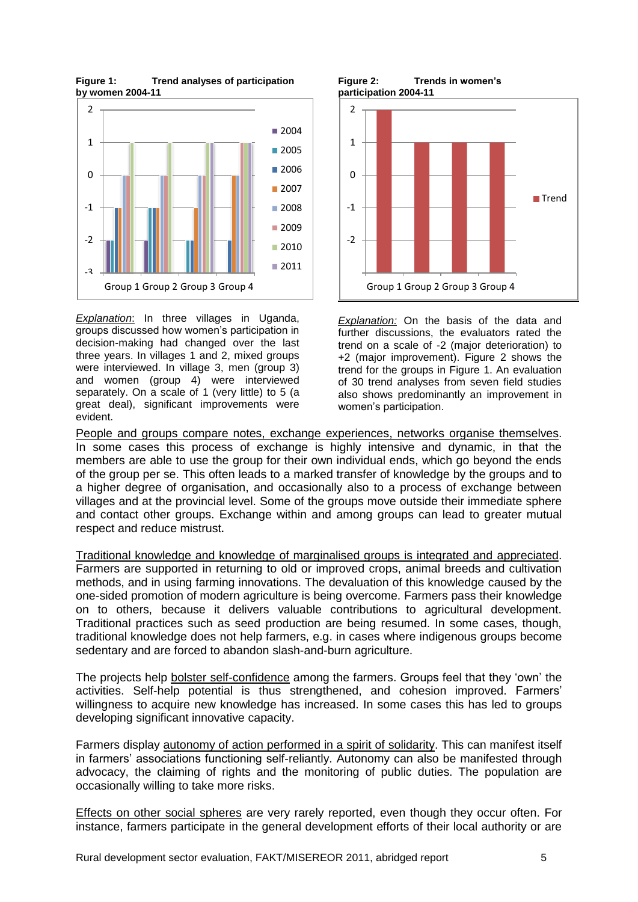**Figure 1: Trend analyses of participation by women 2004-11**

*Explanation*: In three villages in Uganda, groups discussed how women's participation in decision-making had changed over the last three years. In villages 1 and 2, mixed groups were interviewed. In village 3, men (group 3) and women (group 4) were interviewed separately. On a scale of 1 (very little) to 5 (a great deal), significant improvements were evident.

**Figure 2: Trends in women's participation 2004-11**

*Explanation:* On the basis of the data and further discussions, the evaluators rated the trend on a scale of -2 (major deterioration) to +2 (major improvement). Figure 2 shows the trend for the groups in Figure 1. An evaluation of 30 trend analyses from seven field studies also shows predominantly an improvement in women's participation.

People and groups compare notes, exchange experiences, networks organise themselves. In some cases this process of exchange is highly intensive and dynamic, in that the members are able to use the group for their own individual ends, which go beyond the ends of the group per se. This often leads to a marked transfer of knowledge by the groups and to a higher degree of organisation, and occasionally also to a process of exchange between villages and at the provincial level. Some of the groups move outside their immediate sphere and contact other groups. Exchange within and among groups can lead to greater mutual respect and reduce mistrust.

Traditional knowledge and knowledge of marginalised groups is integrated and appreciated. Farmers are supported in returning to old or improved crops, animal breeds and cultivation methods, and in using farming innovations. The devaluation of this knowledge caused by the one-sided promotion of modern agriculture is being overcome. Farmers pass their knowledge on to others, because it delivers valuable contributions to agricultural development. Traditional practices such as seed production are being resumed. In some cases, though, traditional knowledge does not help farmers, e.g. in cases where indigenous groups become sedentary and are forced to abandon slash-and-burn agriculture.

The projects help bolster self-confidence among the farmers. Groups feel that they 'own' the activities. Self-help potential is thus strengthened, and cohesion improved. Farmers' willingness to acquire new knowledge has increased. In some cases this has led to groups developing significant innovative capacity.

Farmers display autonomy of action performed in a spirit of solidarity. This can manifest itself in farmers' associations functioning self-reliantly. Autonomy can also be manifested through advocacy, the claiming of rights and the monitoring of public duties. The population are occasionally willing to take more risks.

Effects on other social spheres are very rarely reported, even though they occur often. For instance, farmers participate in the general development efforts of their local authority or are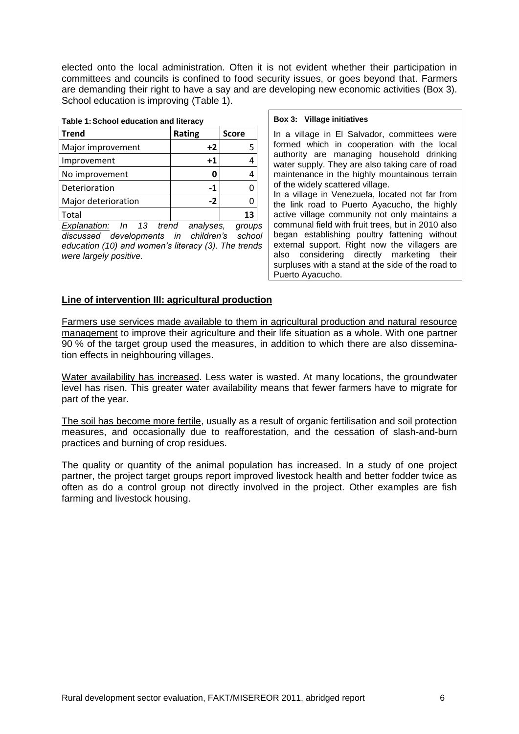elected onto the local administration. Often it is not evident whether their participation in committees and councils is confined to food security issues, or goes beyond that. Farmers are demanding their right to have a say and are developing new economic activities (Box 3). School education is improving (Table 1).

**Table 1: School education and literacy**

| Trend | Rating | Score |
|---|---|---|
| Major improvement | +2 | 5 |
| Improvement | +1 | 4 |
| No improvement | 0 | 4 |
| Deterioration | -1 | 0 |
| Major deterioration | -2 | 0 |
| Total | | 13 |

*Explanation: In 13 trend analyses, groups discussed developments in children's school education (10) and women's literacy (3). The trends were largely positive.*

**Box 3: Village initiatives**

In a village in El Salvador, committees were formed which in cooperation with the local authority are managing household drinking water supply. They are also taking care of road maintenance in the highly mountainous terrain of the widely scattered village.

In a village in Venezuela, located not far from the link road to Puerto Ayacucho, the highly active village community not only maintains a communal field with fruit trees, but in 2010 also began establishing poultry fattening without external support. Right now the villagers are also considering directly marketing their surpluses with a stand at the side of the road to Puerto Ayacucho.

## Line of intervention III: agricultural production

Farmers use services made available to them in agricultural production and natural resource management to improve their agriculture and their life situation as a whole. With one partner 90 % of the target group used the measures, in addition to which there are also dissemination effects in neighbouring villages.

Water availability has increased. Less water is wasted. At many locations, the groundwater level has risen. This greater water availability means that fewer farmers have to migrate for part of the year.

The soil has become more fertile, usually as a result of organic fertilisation and soil protection measures, and occasionally due to reafforestation, and the cessation of slash-and-burn practices and burning of crop residues.

The quality or quantity of the animal population has increased. In a study of one project partner, the project target groups report improved livestock health and better fodder twice as often as do a control group not directly involved in the project. Other examples are fish farming and livestock housing.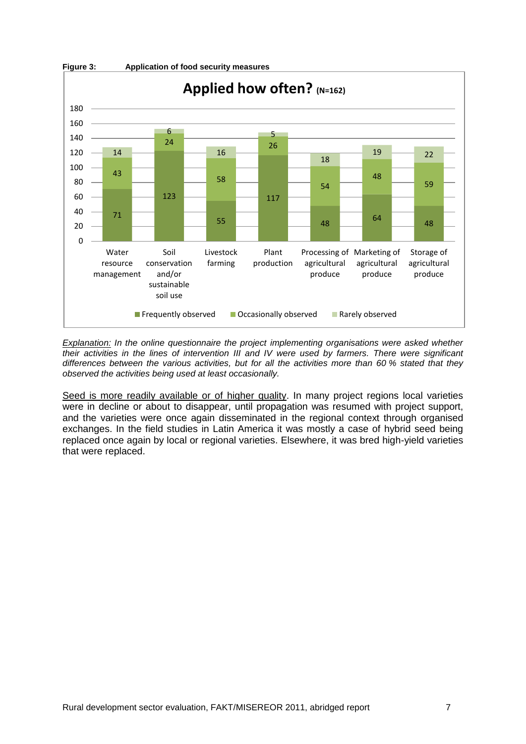**Figure 3:** **Application of food security measures**

**Applied how often? (N=162)**

| | Water resource management | Soil conservation and/or sustainable soil use | Livestock farming | Plant production | Processing of agricultural produce | Marketing of agricultural produce | Storage of agricultural produce |
|---|---|---|---|---|---|---|---|
| Frequently observed | 71 | 123 | 55 | 117 | 48 | 64 | 48 |
| Occasionally observed | 43 | 24 | 58 | 26 | 54 | 48 | 59 |
| Rarely observed | 14 | 6 | 16 | 5 | 18 | 19 | 22 |

*Explanation: In the online questionnaire the project implementing organisations were asked whether their activities in the lines of intervention III and IV were used by farmers. There were significant differences between the various activities, but for all the activities more than 60 % stated that they observed the activities being used at least occasionally.*

Seed is more readily available or of higher quality. In many project regions local varieties were in decline or about to disappear, until propagation was resumed with project support, and the varieties were once again disseminated in the regional context through organised exchanges. In the field studies in Latin America it was mostly a case of hybrid seed being replaced once again by local or regional varieties. Elsewhere, it was bred high-yield varieties that were replaced.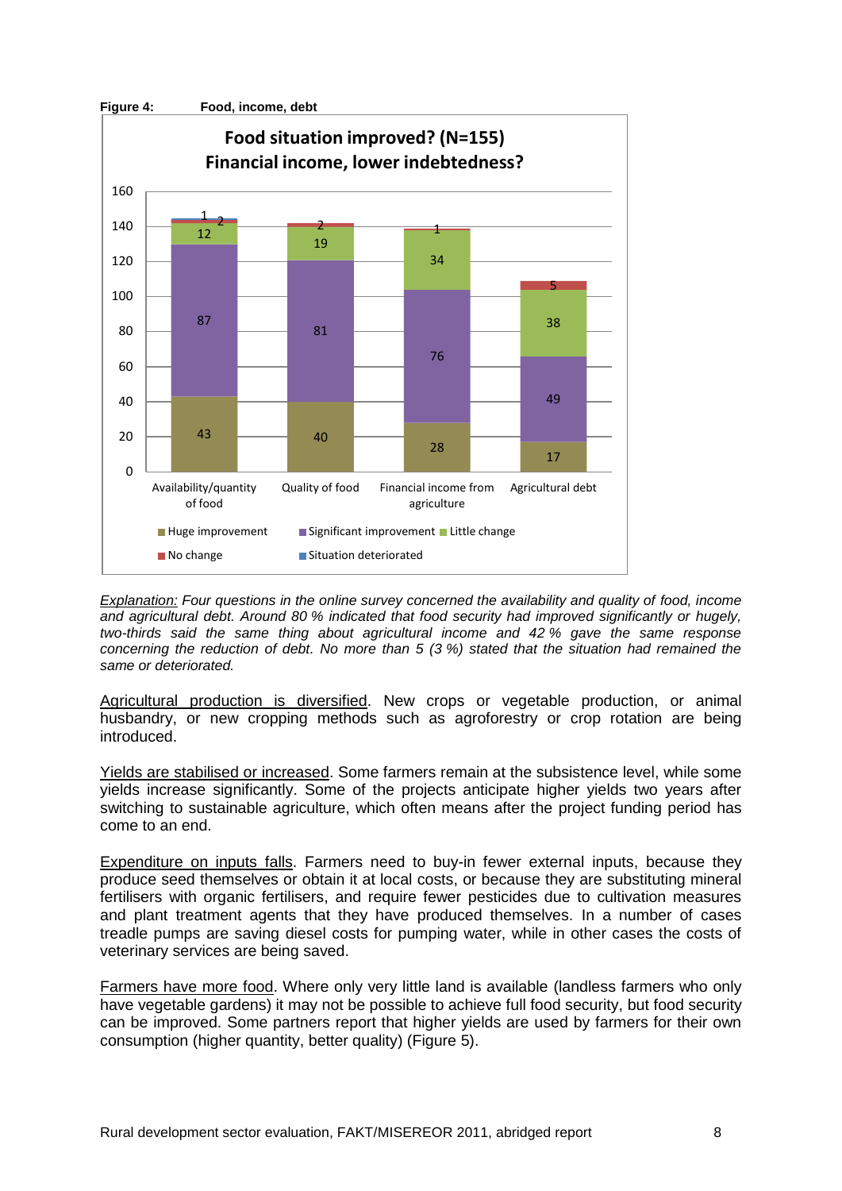**Figure 4:** **Food, income, debt**

**Food situation improved? (N=155)**
**Financial income, lower indebtedness?**

| | Availability/quantity of food | Quality of food | Financial income from agriculture | Agricultural debt |
|---|---|---|---|---|
| Huge improvement | 43 | 40 | 28 | 17 |
| Significant improvement | 87 | 81 | 76 | 49 |
| Little change | 12 | 19 | 34 | 38 |
| No change | 2 | 2 | 1 | 5 |
| Situation deteriorated | 1 | | | |

*Explanation: Four questions in the online survey concerned the availability and quality of food, income and agricultural debt. Around 80 % indicated that food security had improved significantly or hugely, two-thirds said the same thing about agricultural income and 42 % gave the same response concerning the reduction of debt. No more than 5 (3 %) stated that the situation had remained the same or deteriorated.*

Agricultural production is diversified. New crops or vegetable production, or animal husbandry, or new cropping methods such as agroforestry or crop rotation are being introduced.

Yields are stabilised or increased. Some farmers remain at the subsistence level, while some yields increase significantly. Some of the projects anticipate higher yields two years after switching to sustainable agriculture, which often means after the project funding period has come to an end.

Expenditure on inputs falls. Farmers need to buy-in fewer external inputs, because they produce seed themselves or obtain it at local costs, or because they are substituting mineral fertilisers with organic fertilisers, and require fewer pesticides due to cultivation measures and plant treatment agents that they have produced themselves. In a number of cases treadle pumps are saving diesel costs for pumping water, while in other cases the costs of veterinary services are being saved.

Farmers have more food. Where only very little land is available (landless farmers who only have vegetable gardens) it may not be possible to achieve full food security, but food security can be improved. Some partners report that higher yields are used by farmers for their own consumption (higher quantity, better quality) (Figure 5).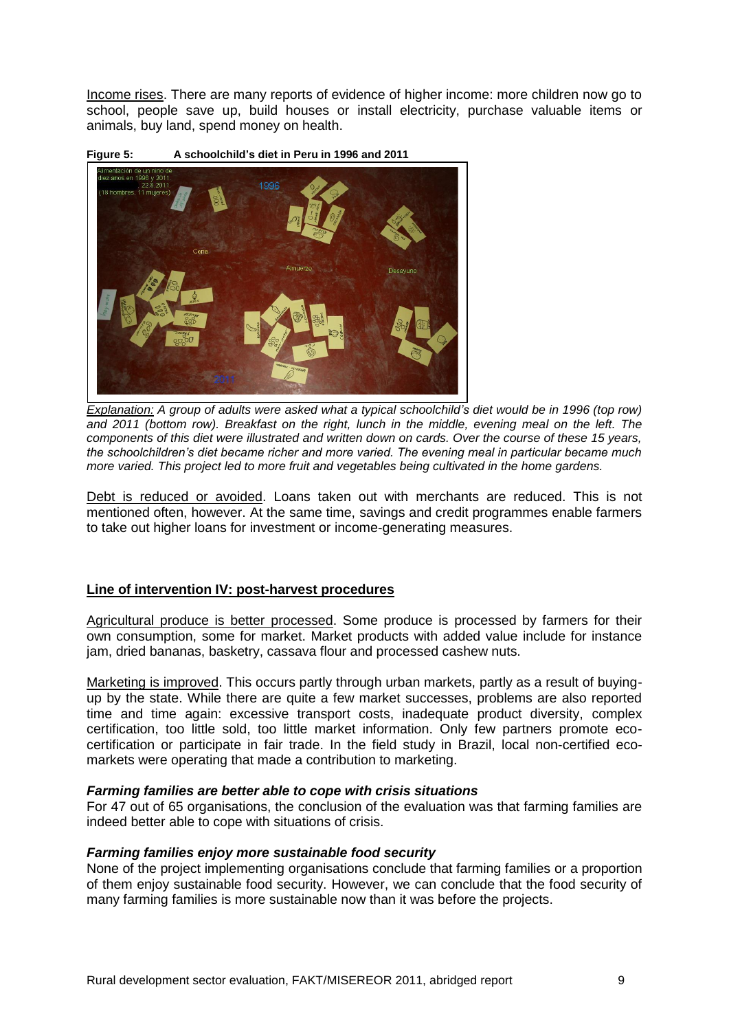Income rises. There are many reports of evidence of higher income: more children now go to school, people save up, build houses or install electricity, purchase valuable items or animals, buy land, spend money on health.

**Figure 5: A schoolchild's diet in Peru in 1996 and 2011**

*Explanation: A group of adults were asked what a typical schoolchild's diet would be in 1996 (top row) and 2011 (bottom row). Breakfast on the right, lunch in the middle, evening meal on the left. The components of this diet were illustrated and written down on cards. Over the course of these 15 years, the schoolchildren's diet became richer and more varied. The evening meal in particular became much more varied. This project led to more fruit and vegetables being cultivated in the home gardens.*

Debt is reduced or avoided. Loans taken out with merchants are reduced. This is not mentioned often, however. At the same time, savings and credit programmes enable farmers to take out higher loans for investment or income-generating measures.

**Line of intervention IV: post-harvest procedures**

Agricultural produce is better processed. Some produce is processed by farmers for their own consumption, some for market. Market products with added value include for instance jam, dried bananas, basketry, cassava flour and processed cashew nuts.

Marketing is improved. This occurs partly through urban markets, partly as a result of buying-up by the state. While there are quite a few market successes, problems are also reported time and time again: excessive transport costs, inadequate product diversity, complex certification, too little sold, too little market information. Only few partners promote eco-certification or participate in fair trade. In the field study in Brazil, local non-certified eco-markets were operating that made a contribution to marketing.

***Farming families are better able to cope with crisis situations***

For 47 out of 65 organisations, the conclusion of the evaluation was that farming families are indeed better able to cope with situations of crisis.

***Farming families enjoy more sustainable food security***

None of the project implementing organisations conclude that farming families or a proportion of them enjoy sustainable food security. However, we can conclude that the food security of many farming families is more sustainable now than it was before the projects.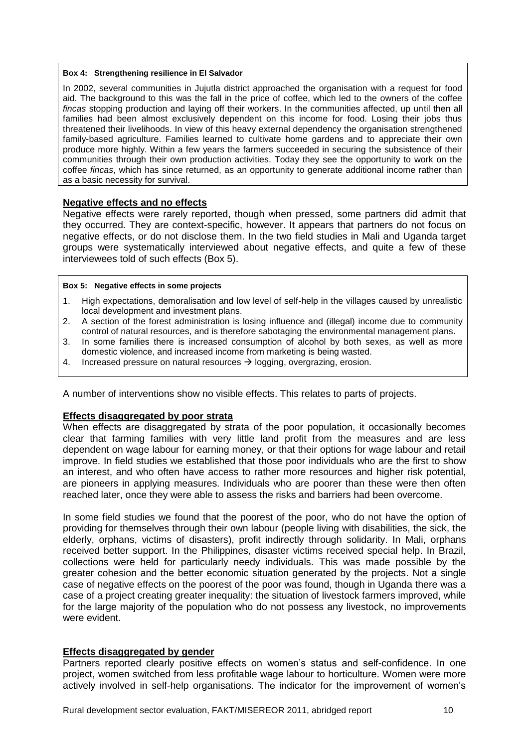**Box 4: Strengthening resilience in El Salvador**

In 2002, several communities in Jujutla district approached the organisation with a request for food aid. The background to this was the fall in the price of coffee, which led to the owners of the coffee *fincas* stopping production and laying off their workers. In the communities affected, up until then all families had been almost exclusively dependent on this income for food. Losing their jobs thus threatened their livelihoods. In view of this heavy external dependency the organisation strengthened family-based agriculture. Families learned to cultivate home gardens and to appreciate their own produce more highly. Within a few years the farmers succeeded in securing the subsistence of their communities through their own production activities. Today they see the opportunity to work on the coffee *fincas*, which has since returned, as an opportunity to generate additional income rather than as a basic necessity for survival.

## Negative effects and no effects

Negative effects were rarely reported, though when pressed, some partners did admit that they occurred. They are context-specific, however. It appears that partners do not focus on negative effects, or do not disclose them. In the two field studies in Mali and Uganda target groups were systematically interviewed about negative effects, and quite a few of these interviewees told of such effects (Box 5).

**Box 5: Negative effects in some projects**

1. High expectations, demoralisation and low level of self-help in the villages caused by unrealistic local development and investment plans.
2. A section of the forest administration is losing influence and (illegal) income due to community control of natural resources, and is therefore sabotaging the environmental management plans.
3. In some families there is increased consumption of alcohol by both sexes, as well as more domestic violence, and increased income from marketing is being wasted.
4. Increased pressure on natural resources → logging, overgrazing, erosion.

A number of interventions show no visible effects. This relates to parts of projects.

## Effects disaggregated by poor strata

When effects are disaggregated by strata of the poor population, it occasionally becomes clear that farming families with very little land profit from the measures and are less dependent on wage labour for earning money, or that their options for wage labour and retail improve. In field studies we established that those poor individuals who are the first to show an interest, and who often have access to rather more resources and higher risk potential, are pioneers in applying measures. Individuals who are poorer than these were then often reached later, once they were able to assess the risks and barriers had been overcome.

In some field studies we found that the poorest of the poor, who do not have the option of providing for themselves through their own labour (people living with disabilities, the sick, the elderly, orphans, victims of disasters), profit indirectly through solidarity. In Mali, orphans received better support. In the Philippines, disaster victims received special help. In Brazil, collections were held for particularly needy individuals. This was made possible by the greater cohesion and the better economic situation generated by the projects. Not a single case of negative effects on the poorest of the poor was found, though in Uganda there was a case of a project creating greater inequality: the situation of livestock farmers improved, while for the large majority of the population who do not possess any livestock, no improvements were evident.

## Effects disaggregated by gender

Partners reported clearly positive effects on women's status and self-confidence. In one project, women switched from less profitable wage labour to horticulture. Women were more actively involved in self-help organisations. The indicator for the improvement of women's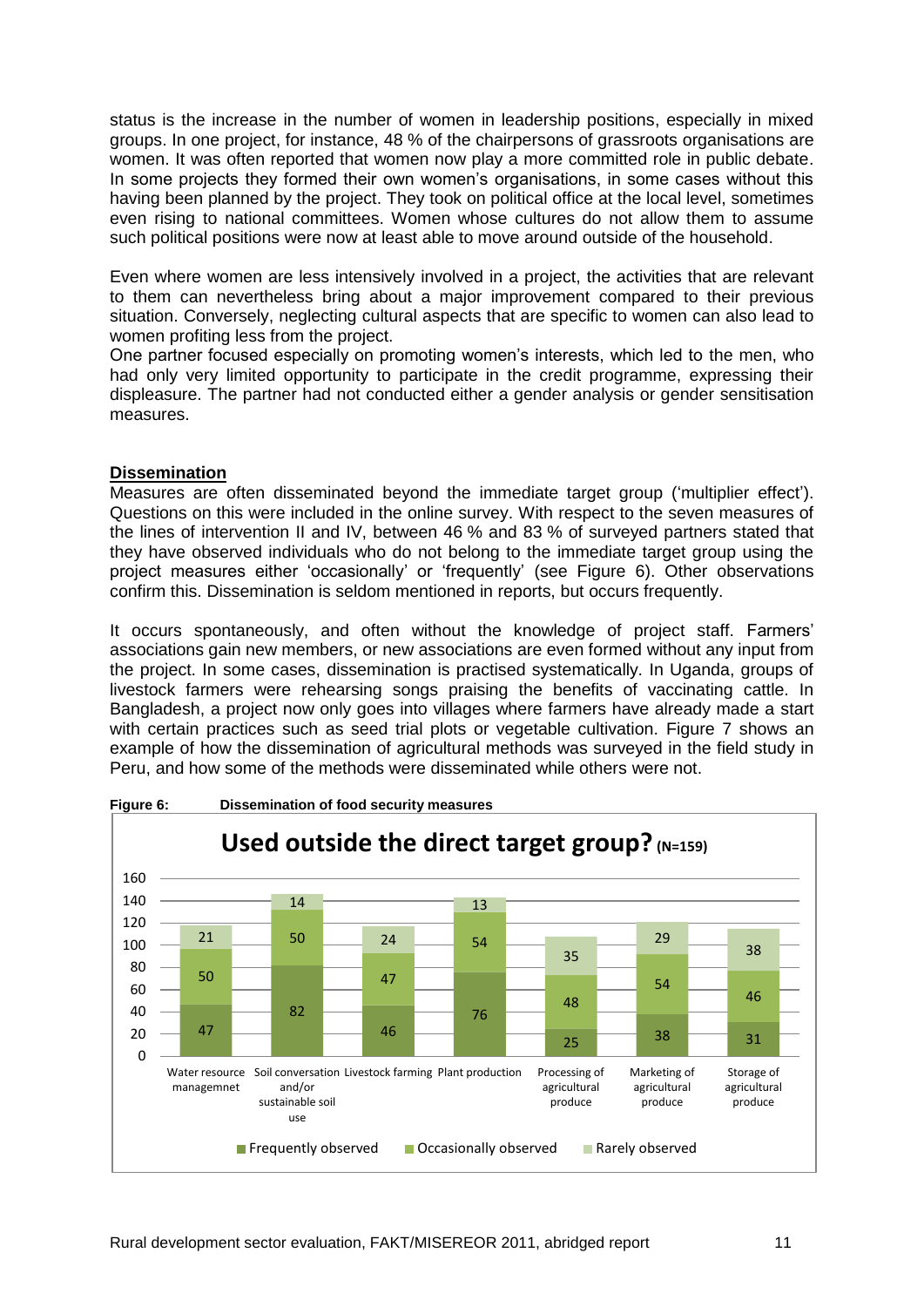status is the increase in the number of women in leadership positions, especially in mixed groups. In one project, for instance, 48 % of the chairpersons of grassroots organisations are women. It was often reported that women now play a more committed role in public debate. In some projects they formed their own women's organisations, in some cases without this having been planned by the project. They took on political office at the local level, sometimes even rising to national committees. Women whose cultures do not allow them to assume such political positions were now at least able to move around outside of the household.

Even where women are less intensively involved in a project, the activities that are relevant to them can nevertheless bring about a major improvement compared to their previous situation. Conversely, neglecting cultural aspects that are specific to women can also lead to women profiting less from the project.
One partner focused especially on promoting women's interests, which led to the men, who had only very limited opportunity to participate in the credit programme, expressing their displeasure. The partner had not conducted either a gender analysis or gender sensitisation measures.

## Dissemination

Measures are often disseminated beyond the immediate target group ('multiplier effect'). Questions on this were included in the online survey. With respect to the seven measures of the lines of intervention II and IV, between 46 % and 83 % of surveyed partners stated that they have observed individuals who do not belong to the immediate target group using the project measures either 'occasionally' or 'frequently' (see Figure 6). Other observations confirm this. Dissemination is seldom mentioned in reports, but occurs frequently.

It occurs spontaneously, and often without the knowledge of project staff. Farmers' associations gain new members, or new associations are even formed without any input from the project. In some cases, dissemination is practised systematically. In Uganda, groups of livestock farmers were rehearsing songs praising the benefits of vaccinating cattle. In Bangladesh, a project now only goes into villages where farmers have already made a start with certain practices such as seed trial plots or vegetable cultivation. Figure 7 shows an example of how the dissemination of agricultural methods was surveyed in the field study in Peru, and how some of the methods were disseminated while others were not.

**Figure 6: Dissemination of food security measures**

**Used outside the direct target group? (N=159)**

| | Frequently observed | Occasionally observed | Rarely observed |
|---|---|---|---|
| Water resource managemnet | 47 | 50 | 21 |
| Soil conversation and/or sustainable soil use | 82 | 50 | 14 |
| Livestock farming | 46 | 47 | 24 |
| Plant production | 76 | 54 | 13 |
| Processing of agricultural produce | 25 | 48 | 35 |
| Marketing of agricultural produce | 38 | 54 | 29 |
| Storage of agricultural produce | 31 | 46 | 38 |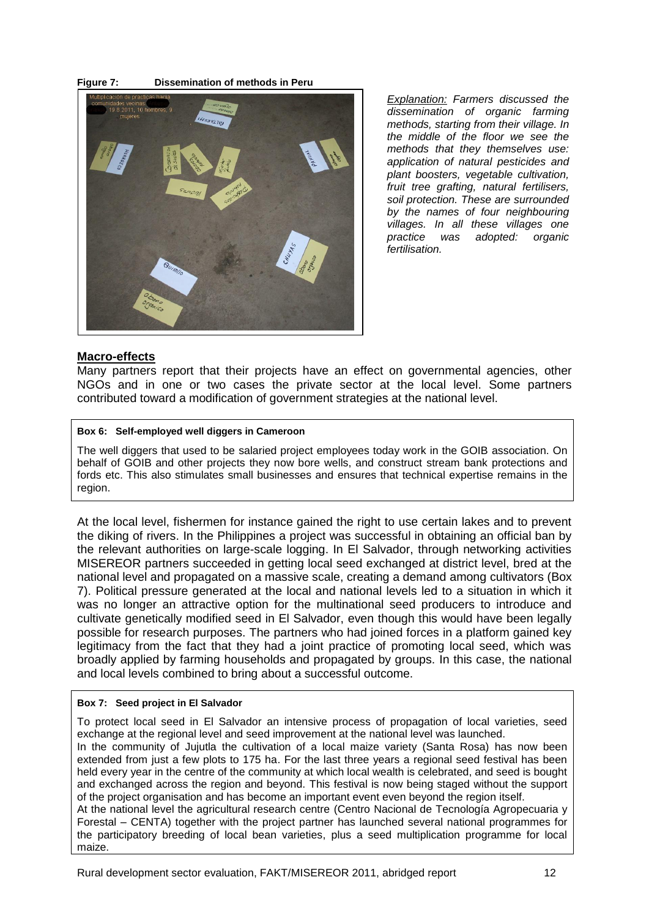**Figure 7: Dissemination of methods in Peru**

*Explanation: Farmers discussed the dissemination of organic farming methods, starting from their village. In the middle of the floor we see the methods that they themselves use: application of natural pesticides and plant boosters, vegetable cultivation, fruit tree grafting, natural fertilisers, soil protection. These are surrounded by the names of four neighbouring villages. In all these villages one practice was adopted: organic fertilisation.*

## Macro-effects

Many partners report that their projects have an effect on governmental agencies, other NGOs and in one or two cases the private sector at the local level. Some partners contributed toward a modification of government strategies at the national level.

> **Box 6: Self-employed well diggers in Cameroon**
>
> The well diggers that used to be salaried project employees today work in the GOIB association. On behalf of GOIB and other projects they now bore wells, and construct stream bank protections and fords etc. This also stimulates small businesses and ensures that technical expertise remains in the region.

At the local level, fishermen for instance gained the right to use certain lakes and to prevent the diking of rivers. In the Philippines a project was successful in obtaining an official ban by the relevant authorities on large-scale logging. In El Salvador, through networking activities MISEREOR partners succeeded in getting local seed exchanged at district level, bred at the national level and propagated on a massive scale, creating a demand among cultivators (Box 7). Political pressure generated at the local and national levels led to a situation in which it was no longer an attractive option for the multinational seed producers to introduce and cultivate genetically modified seed in El Salvador, even though this would have been legally possible for research purposes. The partners who had joined forces in a platform gained key legitimacy from the fact that they had a joint practice of promoting local seed, which was broadly applied by farming households and propagated by groups. In this case, the national and local levels combined to bring about a successful outcome.

> **Box 7: Seed project in El Salvador**
>
> To protect local seed in El Salvador an intensive process of propagation of local varieties, seed exchange at the regional level and seed improvement at the national level was launched.
>
> In the community of Jujutla the cultivation of a local maize variety (Santa Rosa) has now been extended from just a few plots to 175 ha. For the last three years a regional seed festival has been held every year in the centre of the community at which local wealth is celebrated, and seed is bought and exchanged across the region and beyond. This festival is now being staged without the support of the project organisation and has become an important event even beyond the region itself.
>
> At the national level the agricultural research centre (Centro Nacional de Tecnología Agropecuaria y Forestal – CENTA) together with the project partner has launched several national programmes for the participatory breeding of local bean varieties, plus a seed multiplication programme for local maize.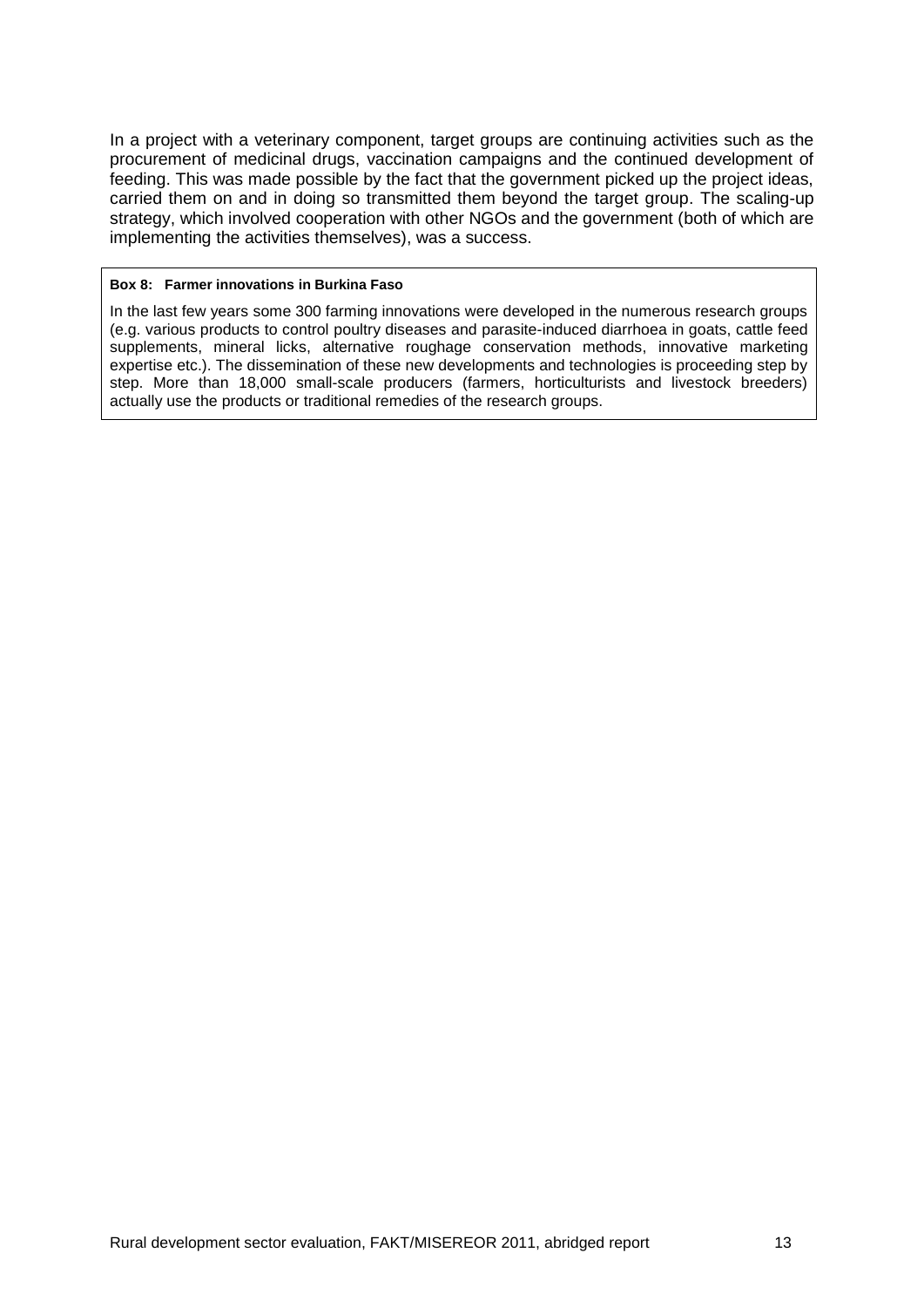In a project with a veterinary component, target groups are continuing activities such as the procurement of medicinal drugs, vaccination campaigns and the continued development of feeding. This was made possible by the fact that the government picked up the project ideas, carried them on and in doing so transmitted them beyond the target group. The scaling-up strategy, which involved cooperation with other NGOs and the government (both of which are implementing the activities themselves), was a success.

**Box 8: Farmer innovations in Burkina Faso**

In the last few years some 300 farming innovations were developed in the numerous research groups (e.g. various products to control poultry diseases and parasite-induced diarrhoea in goats, cattle feed supplements, mineral licks, alternative roughage conservation methods, innovative marketing expertise etc.). The dissemination of these new developments and technologies is proceeding step by step. More than 18,000 small-scale producers (farmers, horticulturists and livestock breeders) actually use the products or traditional remedies of the research groups.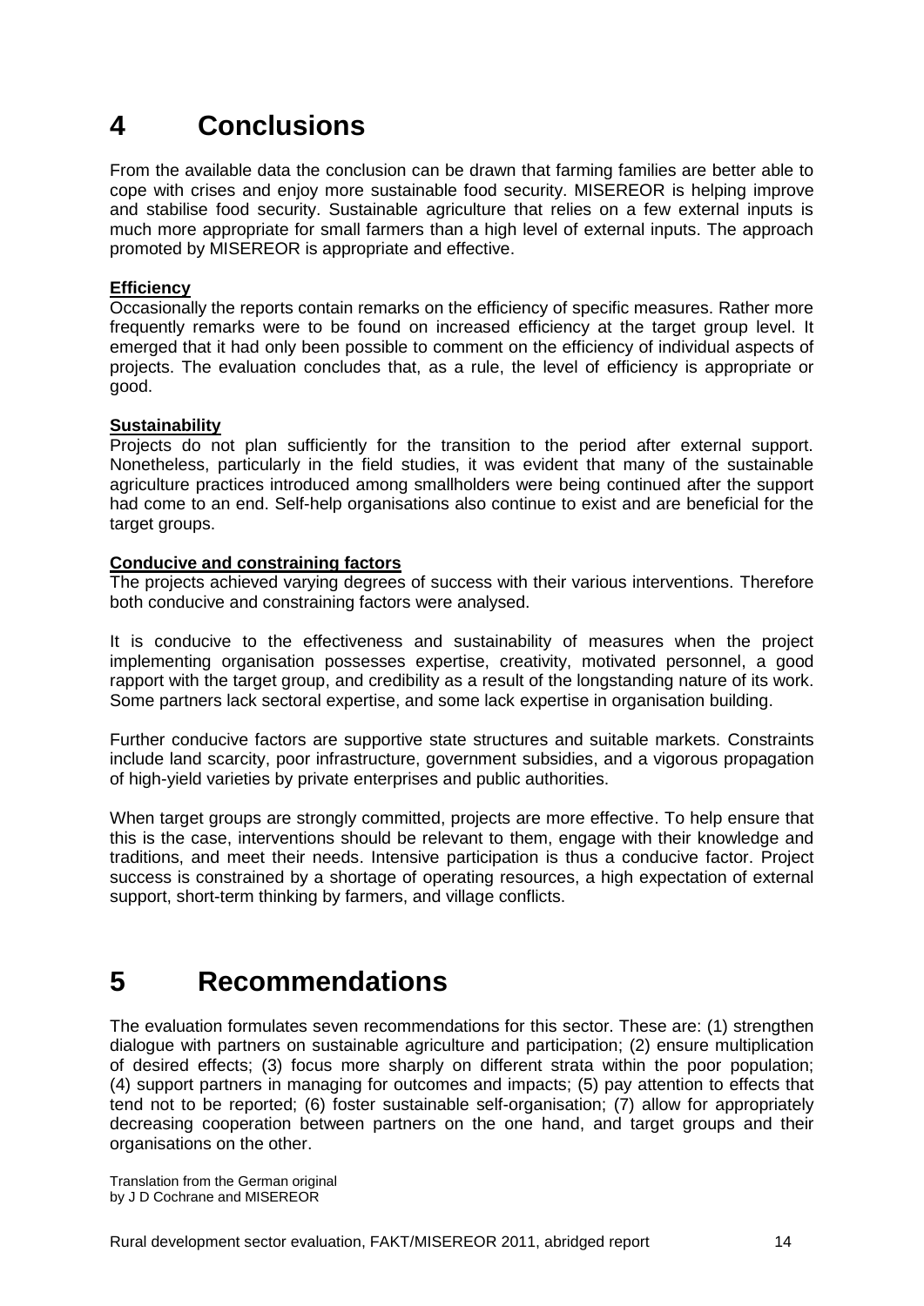# 4 Conclusions

From the available data the conclusion can be drawn that farming families are better able to cope with crises and enjoy more sustainable food security. MISEREOR is helping improve and stabilise food security. Sustainable agriculture that relies on a few external inputs is much more appropriate for small farmers than a high level of external inputs. The approach promoted by MISEREOR is appropriate and effective.

**Efficiency**

Occasionally the reports contain remarks on the efficiency of specific measures. Rather more frequently remarks were to be found on increased efficiency at the target group level. It emerged that it had only been possible to comment on the efficiency of individual aspects of projects. The evaluation concludes that, as a rule, the level of efficiency is appropriate or good.

**Sustainability**

Projects do not plan sufficiently for the transition to the period after external support. Nonetheless, particularly in the field studies, it was evident that many of the sustainable agriculture practices introduced among smallholders were being continued after the support had come to an end. Self-help organisations also continue to exist and are beneficial for the target groups.

**Conducive and constraining factors**

The projects achieved varying degrees of success with their various interventions. Therefore both conducive and constraining factors were analysed.

It is conducive to the effectiveness and sustainability of measures when the project implementing organisation possesses expertise, creativity, motivated personnel, a good rapport with the target group, and credibility as a result of the longstanding nature of its work. Some partners lack sectoral expertise, and some lack expertise in organisation building.

Further conducive factors are supportive state structures and suitable markets. Constraints include land scarcity, poor infrastructure, government subsidies, and a vigorous propagation of high-yield varieties by private enterprises and public authorities.

When target groups are strongly committed, projects are more effective. To help ensure that this is the case, interventions should be relevant to them, engage with their knowledge and traditions, and meet their needs. Intensive participation is thus a conducive factor. Project success is constrained by a shortage of operating resources, a high expectation of external support, short-term thinking by farmers, and village conflicts.

# 5 Recommendations

The evaluation formulates seven recommendations for this sector. These are: (1) strengthen dialogue with partners on sustainable agriculture and participation; (2) ensure multiplication of desired effects; (3) focus more sharply on different strata within the poor population; (4) support partners in managing for outcomes and impacts; (5) pay attention to effects that tend not to be reported; (6) foster sustainable self-organisation; (7) allow for appropriately decreasing cooperation between partners on the one hand, and target groups and their organisations on the other.

Translation from the German original
by J D Cochrane and MISEREOR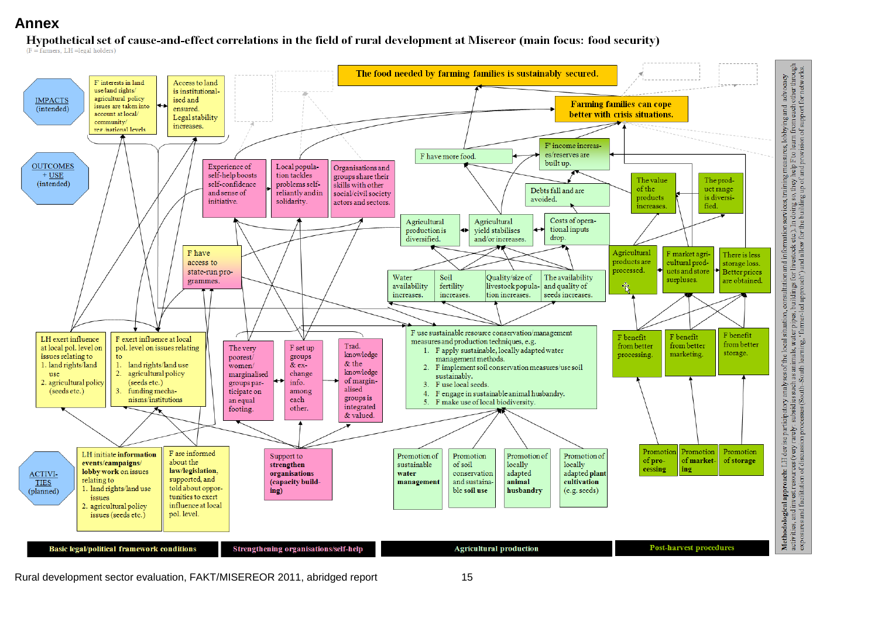## Annex

**Hypothetical set of cause-and-effect correlations in the field of rural development at Misereor (main focus: food security)**

(F = farmers, LH =legal holders)

IMPACTS (intended)

OUTCOMES + USE (intended)

ACTIVITIES (planned)

The food needed by farming families is sustainably secured.

Farming families can cope better with crisis situations.

F interests in land use/land rights/ agricultural policy issues are taken into account at local/ community/ reg./national levels

Access to land is institutionalised and ensured. Legal stability increases.

F have more food.

F' income increases/reserves are built up.

Experience of self-help boosts self-confidence and sense of initiative.

Local population tackles problems self-reliantly and in solidarity.

Organisations and groups share their skills with other social/civil society actors and sectors.

Debts fall and are avoided.

The value of the products increases.

The product range is diversified.

Agricultural production is diversified.

Agricultural yield stabilises and/or increases.

Costs of operational inputs drop.

F have access to state-run programmes.

Agricultural products are processed.

F market agricultural products and store surpluses.

There is less storage loss. Better prices are obtained.

Water availability increases.

Soil fertility increases.

Quality/size of livestock population increases.

The availability and quality of seeds increases.

LH exert influence at local pol. level on issues relating to
1. land rights/land use
2. agricultural policy (seeds etc.)

F exert influence at local pol. level on issues relating to
1. land rights/land use
2. agricultural policy (seeds etc.)
3. funding mechanisms/institutions

The very poorest/ women/ marginalised groups participate on an equal footing.

F set up groups & exchange info. among each other.

Trad. knowledge & the knowledge of marginalised groups is integrated & valued.

F use sustainable resource conservation/management measures and production techniques, e.g.
1. F apply sustainable, locally adapted water management methods.
2. F implement soil conservation measures/use soil sustainably.
3. F use local seeds.
4. F engage in sustainable animal husbandry.
5. F make use of local biodiversity.

F benefit from better processing.

F benefit from better marketing.

F benefit from better storage.

LH initiate **information events/campaigns/ lobby work** on issues relating to
1. land rights/land use issues
2. agricultural policy issues (seeds etc.)

F are informed about the **law/legislation**, supported, and told about opportunities to exert influence at local pol. level.

Support to **strengthen organisations (capacity building)**

Promotion of sustainable **water management**

Promotion of soil conservation and sustainable soil use

Promotion of locally adapted **animal husbandry**

Promotion of locally adapted **plant cultivation** (e.g. seeds)

Promotion of processing

Promotion of marketing

Promotion of storage

**Basic legal/political framework conditions**

**Strengthening organisations/self-help**

**Agricultural production**

**Post-harvest procedures**

**Methodological approach:** LH devise participatory analyses of the local situation, consultation and information services, training measures, lobbying and advocacy activities, and invest resources (very rarely: subsidies such as animals, water pipes, buildings for livestock etc.). In doing so, they help F to learn from each other through exposures and facilitation of discussion processes (South-South learning, 'farmer-led approach') and allow for the building up of and provision of support for networks.

Rural development sector evaluation, FAKT/MISEREOR 2011, abridged report